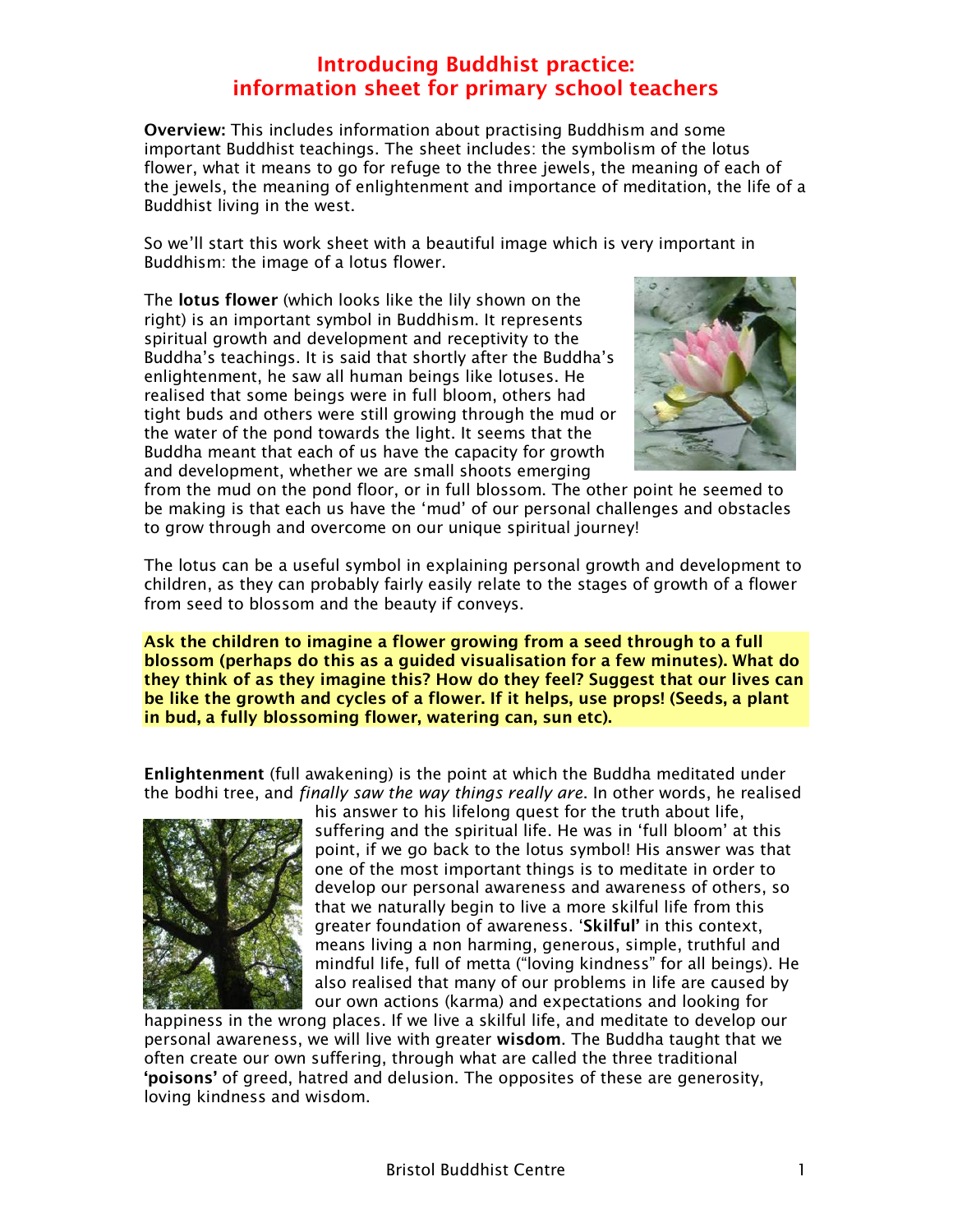# Introducing Buddhist practice: information sheet for primary school teachers

**Overview:** This includes information about practising Buddhism and some important Buddhist teachings. The sheet includes: the symbolism of the lotus flower, what it means to go for refuge to the three jewels, the meaning of each of the jewels, the meaning of enlightenment and importance of meditation, the life of a Buddhist living in the west.

So we'll start this work sheet with a beautiful image which is very important in Buddhism: the image of a lotus flower.

The **lotus flower** (which looks like the lily shown on the right) is an important symbol in Buddhism. It represents spiritual growth and development and receptivity to the Buddha's teachings. It is said that shortly after the Buddha's enlightenment, he saw all human beings like lotuses. He realised that some beings were in full bloom, others had tight buds and others were still growing through the mud or the water of the pond towards the light. It seems that the Buddha meant that each of us have the capacity for growth and development, whether we are small shoots emerging from the mud on the pond floor, or in full blossom. The other point he seemed to be making is that each us have the 'mud' of our personal challenges and obstacles to grow through and overcome on our unique spiritual journey!

The lotus can be a useful symbol in explaining personal growth and development to children, as they can probably fairly easily relate to the stages of growth of a flower from seed to blossom and the beauty if conveys.

**Ask the children to imagine a flower growing from a seed through to a full blossom (perhaps do this as a guided visualisation for a few minutes). What do they think of as they imagine this? How do they feel? Suggest that our lives can be like the growth and cycles of a flower. If it helps, use props! (Seeds, a plant in bud, a fully blossoming flower, watering can, sun etc).**

**Enlightenment** (full awakening) is the point at which the Buddha meditated under the bodhi tree, and *finally saw the way things really are*. In other words, he realised his answer to his lifelong quest for the truth about life, suffering and the spiritual life. He was in 'full bloom' at this point, if we go back to the lotus symbol! His answer was that one of the most important things is to meditate in order to develop our personal awareness and awareness of others, so that we naturally begin to live a more skilful life from this greater foundation of awareness. **'Skilful'** in this context, means living a non harming, generous, simple, truthful and mindful life, full of metta ("loving kindness" for all beings). He also realised that many of our problems in life are caused by our own actions (karma) and expectations and looking for happiness in the wrong places. If we live a skilful life, and meditate to develop our personal awareness, we will live with greater **wisdom**. The Buddha taught that we often create our own suffering, through what are called the three traditional **'poisons'** of greed, hatred and delusion. The opposites of these are generosity, loving kindness and wisdom.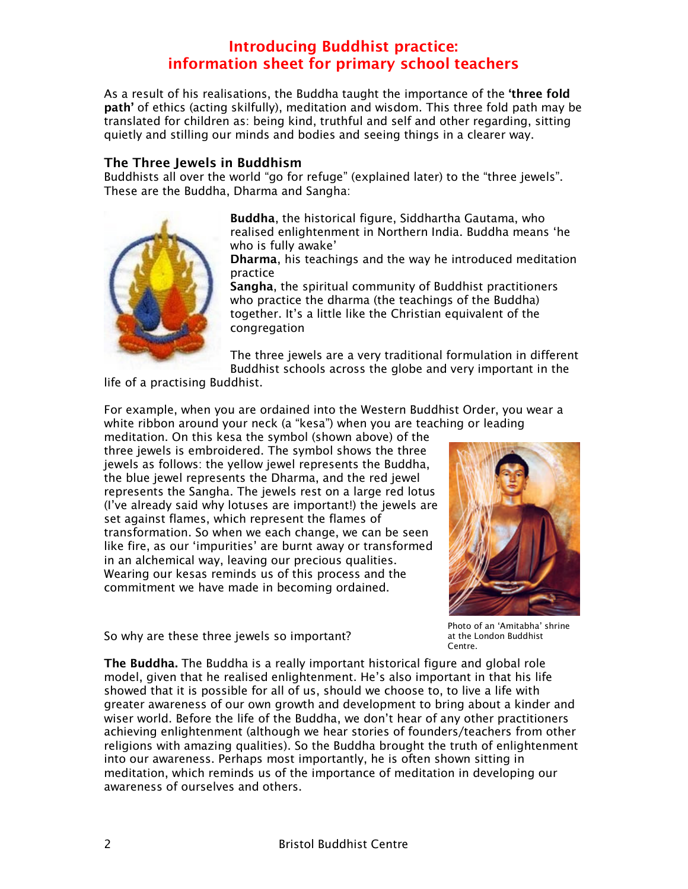# Introducing Buddhist practice: information sheet for primary school teachers

As a result of his realisations, the Buddha taught the importance of the **'three fold path'** of ethics (acting skilfully), meditation and wisdom. This three fold path may be translated for children as: being kind, truthful and self and other regarding, sitting quietly and stilling our minds and bodies and seeing things in a clearer way.

## The Three Jewels in Buddhism

Buddhists all over the world "go for refuge" (explained later) to the "three jewels". These are the Buddha, Dharma and Sangha:

**Buddha**, the historical figure, Siddhartha Gautama, who realised enlightenment in Northern India. Buddha means 'he who is fully awake'
**Dharma**, his teachings and the way he introduced meditation practice
**Sangha**, the spiritual community of Buddhist practitioners who practice the dharma (the teachings of the Buddha) together. It's a little like the Christian equivalent of the congregation

The three jewels are a very traditional formulation in different Buddhist schools across the globe and very important in the life of a practising Buddhist.

For example, when you are ordained into the Western Buddhist Order, you wear a white ribbon around your neck (a "kesa") when you are teaching or leading meditation. On this kesa the symbol (shown above) of the three jewels is embroidered. The symbol shows the three jewels as follows: the yellow jewel represents the Buddha, the blue jewel represents the Dharma, and the red jewel represents the Sangha. The jewels rest on a large red lotus (I've already said why lotuses are important!) the jewels are set against flames, which represent the flames of transformation. So when we each change, we can be seen like fire, as our 'impurities' are burnt away or transformed in an alchemical way, leaving our precious qualities. Wearing our kesas reminds us of this process and the commitment we have made in becoming ordained.

Photo of an 'Amitabha' shrine at the London Buddhist Centre.

So why are these three jewels so important?

**The Buddha.** The Buddha is a really important historical figure and global role model, given that he realised enlightenment. He's also important in that his life showed that it is possible for all of us, should we choose to, to live a life with greater awareness of our own growth and development to bring about a kinder and wiser world. Before the life of the Buddha, we don't hear of any other practitioners achieving enlightenment (although we hear stories of founders/teachers from other religions with amazing qualities). So the Buddha brought the truth of enlightenment into our awareness. Perhaps most importantly, he is often shown sitting in meditation, which reminds us of the importance of meditation in developing our awareness of ourselves and others.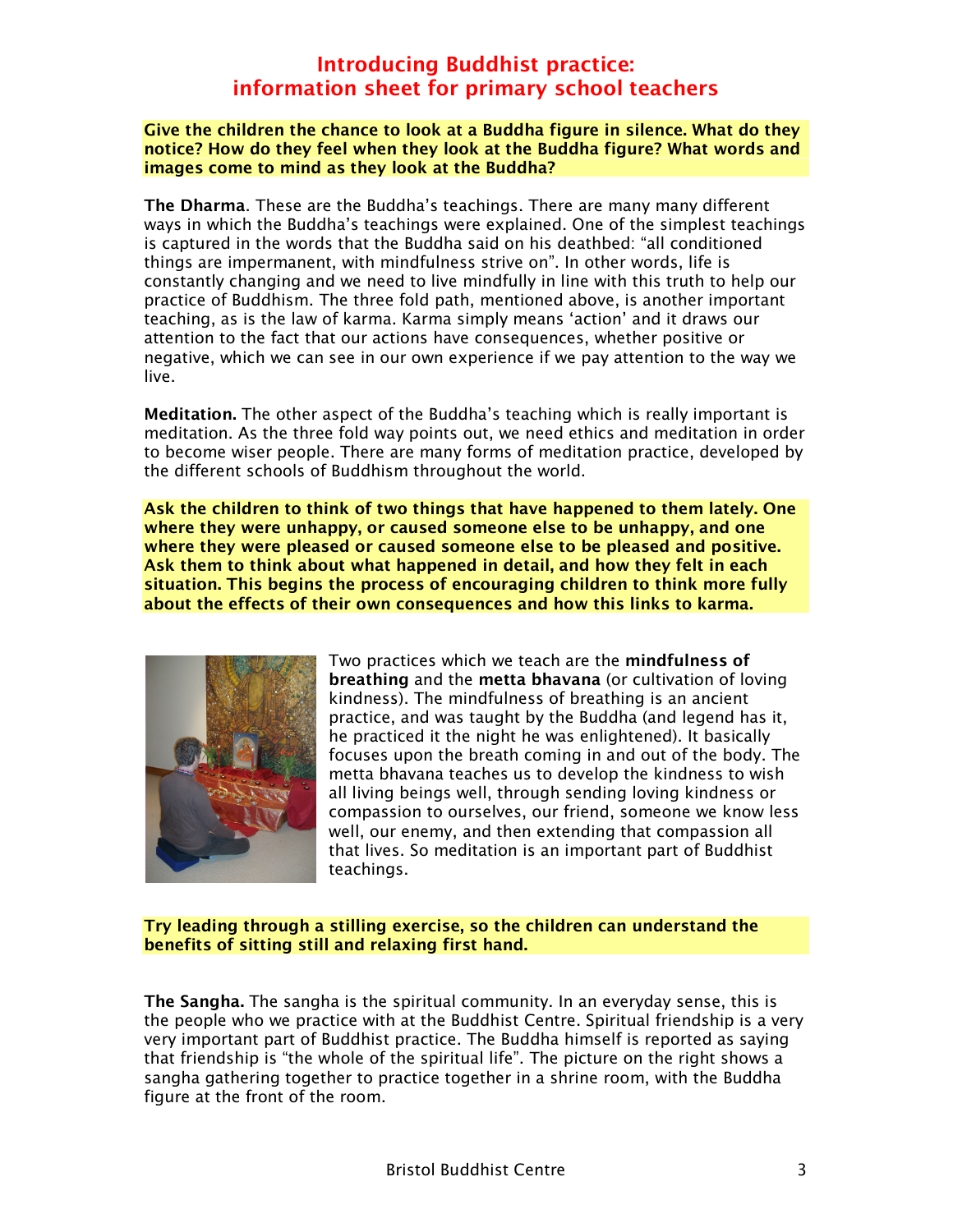# Introducing Buddhist practice: information sheet for primary school teachers

**Give the children the chance to look at a Buddha figure in silence. What do they notice? How do they feel when they look at the Buddha figure? What words and images come to mind as they look at the Buddha?**

**The Dharma**. These are the Buddha's teachings. There are many many different ways in which the Buddha's teachings were explained. One of the simplest teachings is captured in the words that the Buddha said on his deathbed: "all conditioned things are impermanent, with mindfulness strive on". In other words, life is constantly changing and we need to live mindfully in line with this truth to help our practice of Buddhism. The three fold path, mentioned above, is another important teaching, as is the law of karma. Karma simply means 'action' and it draws our attention to the fact that our actions have consequences, whether positive or negative, which we can see in our own experience if we pay attention to the way we live.

**Meditation.** The other aspect of the Buddha's teaching which is really important is meditation. As the three fold way points out, we need ethics and meditation in order to become wiser people. There are many forms of meditation practice, developed by the different schools of Buddhism throughout the world.

**Ask the children to think of two things that have happened to them lately. One where they were unhappy, or caused someone else to be unhappy, and one where they were pleased or caused someone else to be pleased and positive. Ask them to think about what happened in detail, and how they felt in each situation. This begins the process of encouraging children to think more fully about the effects of their own consequences and how this links to karma.**

Two practices which we teach are the **mindfulness of breathing** and the **metta bhavana** (or cultivation of loving kindness). The mindfulness of breathing is an ancient practice, and was taught by the Buddha (and legend has it, he practiced it the night he was enlightened). It basically focuses upon the breath coming in and out of the body. The metta bhavana teaches us to develop the kindness to wish all living beings well, through sending loving kindness or compassion to ourselves, our friend, someone we know less well, our enemy, and then extending that compassion all that lives. So meditation is an important part of Buddhist teachings.

**Try leading through a stilling exercise, so the children can understand the benefits of sitting still and relaxing first hand.**

**The Sangha.** The sangha is the spiritual community. In an everyday sense, this is the people who we practice with at the Buddhist Centre. Spiritual friendship is a very very important part of Buddhist practice. The Buddha himself is reported as saying that friendship is "the whole of the spiritual life". The picture on the right shows a sangha gathering together to practice together in a shrine room, with the Buddha figure at the front of the room.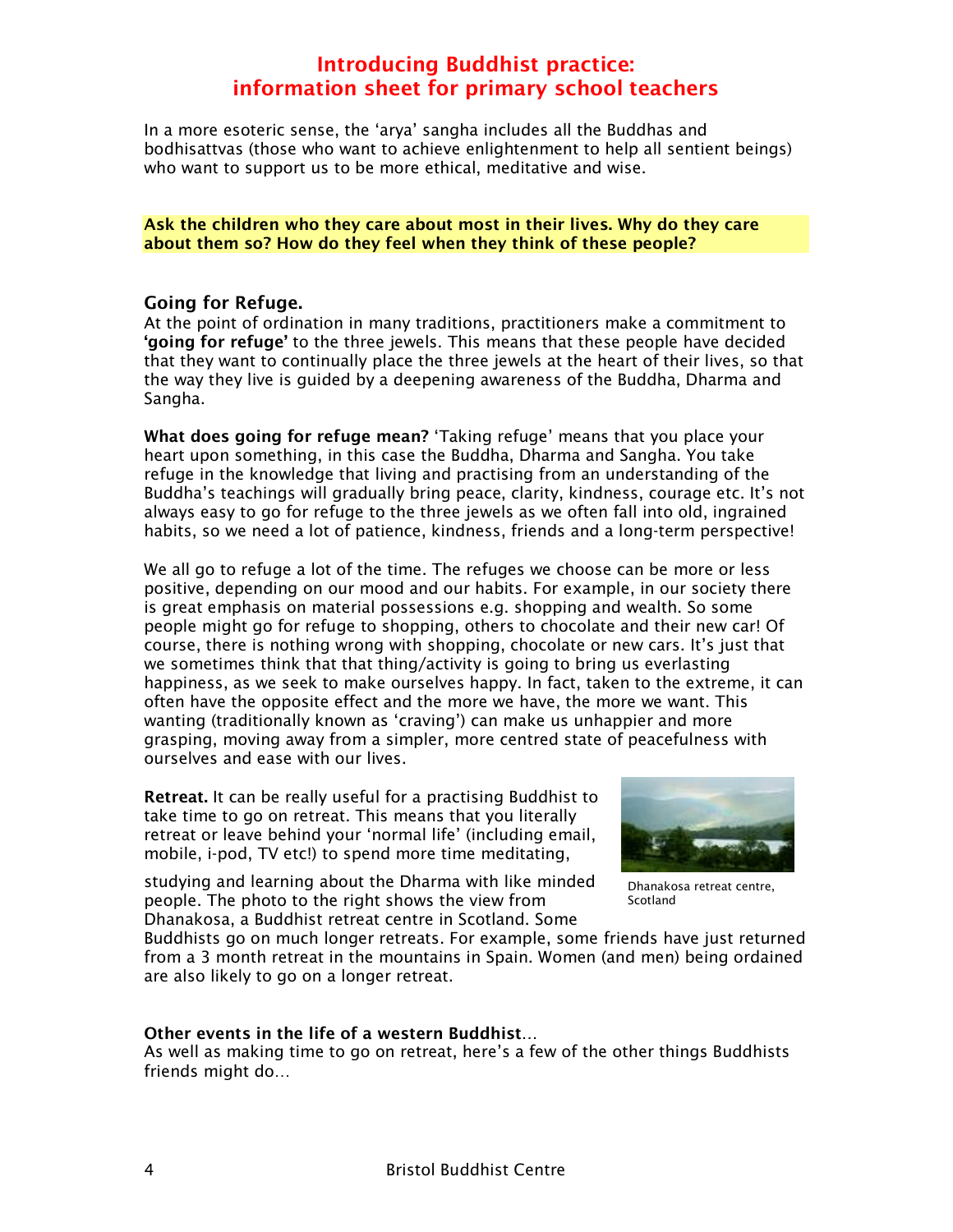# Introducing Buddhist practice: information sheet for primary school teachers

In a more esoteric sense, the 'arya' sangha includes all the Buddhas and bodhisattvas (those who want to achieve enlightenment to help all sentient beings) who want to support us to be more ethical, meditative and wise.

**Ask the children who they care about most in their lives. Why do they care about them so? How do they feel when they think of these people?**

## Going for Refuge.

At the point of ordination in many traditions, practitioners make a commitment to **'going for refuge'** to the three jewels. This means that these people have decided that they want to continually place the three jewels at the heart of their lives, so that the way they live is guided by a deepening awareness of the Buddha, Dharma and Sangha.

**What does going for refuge mean?** 'Taking refuge' means that you place your heart upon something, in this case the Buddha, Dharma and Sangha. You take refuge in the knowledge that living and practising from an understanding of the Buddha's teachings will gradually bring peace, clarity, kindness, courage etc. It's not always easy to go for refuge to the three jewels as we often fall into old, ingrained habits, so we need a lot of patience, kindness, friends and a long-term perspective!

We all go to refuge a lot of the time. The refuges we choose can be more or less positive, depending on our mood and our habits. For example, in our society there is great emphasis on material possessions e.g. shopping and wealth. So some people might go for refuge to shopping, others to chocolate and their new car! Of course, there is nothing wrong with shopping, chocolate or new cars. It's just that we sometimes think that that thing/activity is going to bring us everlasting happiness, as we seek to make ourselves happy. In fact, taken to the extreme, it can often have the opposite effect and the more we have, the more we want. This wanting (traditionally known as 'craving') can make us unhappier and more grasping, moving away from a simpler, more centred state of peacefulness with ourselves and ease with our lives.

**Retreat.** It can be really useful for a practising Buddhist to take time to go on retreat. This means that you literally retreat or leave behind your 'normal life' (including email, mobile, i-pod, TV etc!) to spend more time meditating, studying and learning about the Dharma with like minded people. The photo to the right shows the view from Dhanakosa, a Buddhist retreat centre in Scotland. Some Buddhists go on much longer retreats. For example, some friends have just returned from a 3 month retreat in the mountains in Spain. Women (and men) being ordained are also likely to go on a longer retreat.

Dhanakosa retreat centre, Scotland

**Other events in the life of a western Buddhist**…

As well as making time to go on retreat, here's a few of the other things Buddhists friends might do…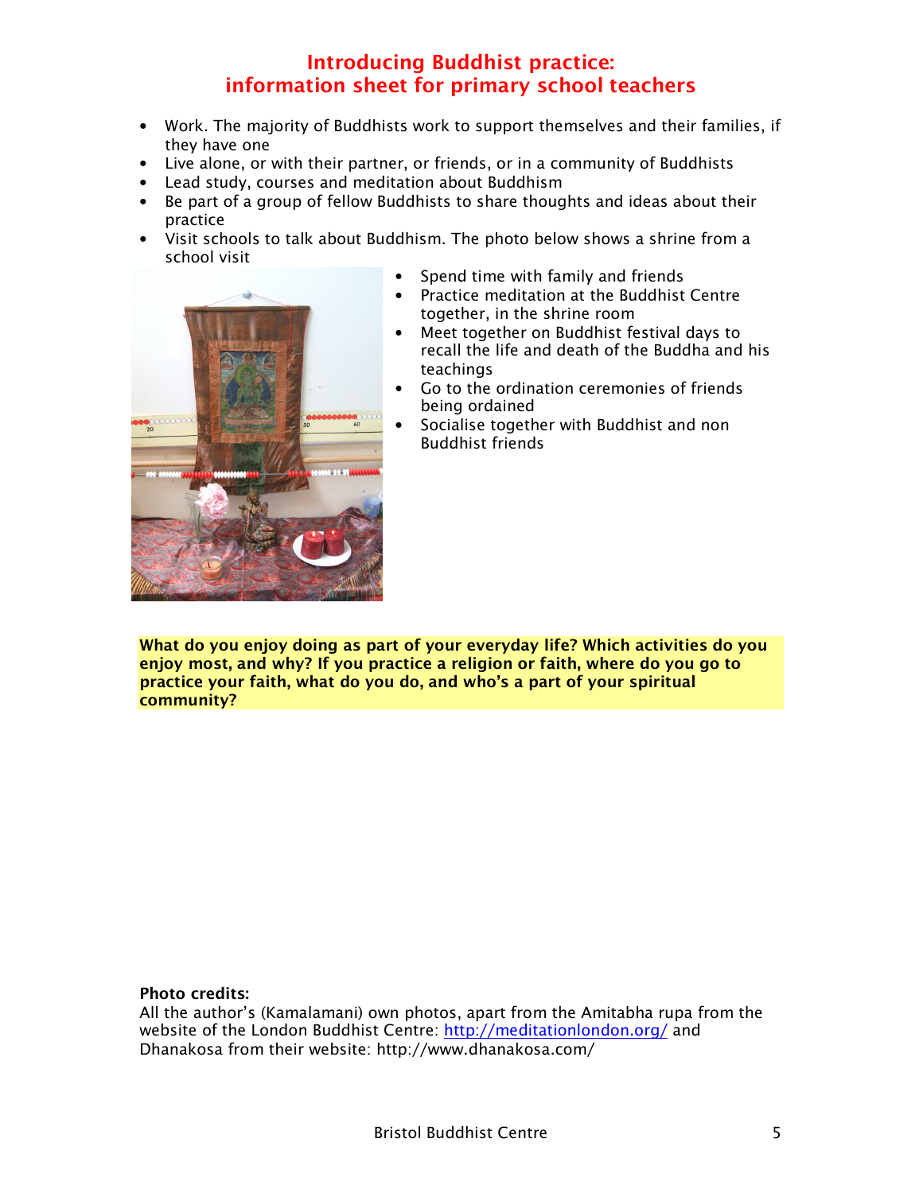# Introducing Buddhist practice: information sheet for primary school teachers

- Work. The majority of Buddhists work to support themselves and their families, if they have one
- Live alone, or with their partner, or friends, or in a community of Buddhists
- Lead study, courses and meditation about Buddhism
- Be part of a group of fellow Buddhists to share thoughts and ideas about their practice
- Visit schools to talk about Buddhism. The photo below shows a shrine from a school visit
- Spend time with family and friends
- Practice meditation at the Buddhist Centre together, in the shrine room
- Meet together on Buddhist festival days to recall the life and death of the Buddha and his teachings
- Go to the ordination ceremonies of friends being ordained
- Socialise together with Buddhist and non Buddhist friends

**What do you enjoy doing as part of your everyday life? Which activities do you enjoy most, and why? If you practice a religion or faith, where do you go to practice your faith, what do you do, and who's a part of your spiritual community?**

**Photo credits:**
All the author's (Kamalamani) own photos, apart from the Amitabha rupa from the website of the London Buddhist Centre: http://meditationlondon.org/ and Dhanakosa from their website: http://www.dhanakosa.com/